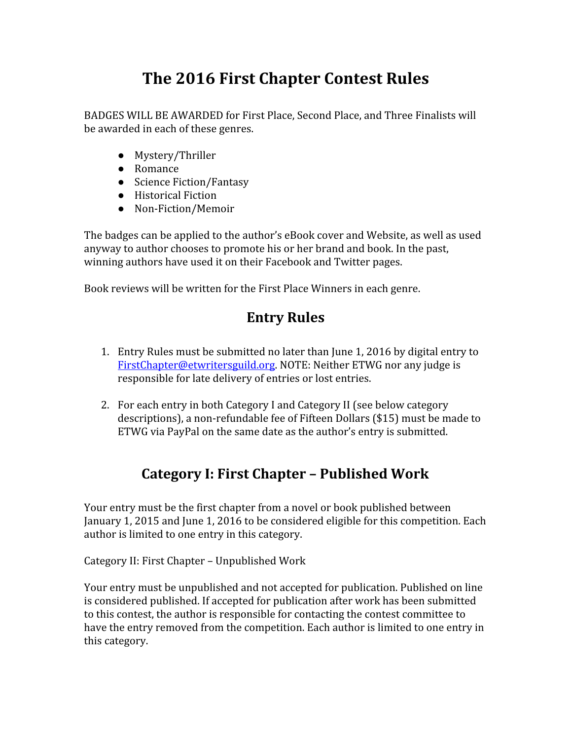# The 2016 First Chapter Contest Rules

BADGES WILL BE AWARDED for First Place, Second Place, and Three Finalists will be awarded in each of these genres.

- Mystery/Thriller
- Romance
- Science Fiction/Fantasy
- Historical Fiction
- Non-Fiction/Memoir

The badges can be applied to the author's eBook cover and Website, as well as used anyway to author chooses to promote his or her brand and book. In the past, winning authors have used it on their Facebook and Twitter pages.

Book reviews will be written for the First Place Winners in each genre.

## Entry Rules

1. Entry Rules must be submitted no later than June 1, 2016 by digital entry to [FirstChapter@etwritersguild.org](mailto:FirstChapter@etwritersguild.org). NOTE: Neither ETWG nor any judge is responsible for late delivery of entries or lost entries.

2. For each entry in both Category I and Category II (see below category descriptions), a non-refundable fee of Fifteen Dollars ($15) must be made to ETWG via PayPal on the same date as the author's entry is submitted.

## Category I: First Chapter – Published Work

Your entry must be the first chapter from a novel or book published between January 1, 2015 and June 1, 2016 to be considered eligible for this competition. Each author is limited to one entry in this category.

Category II: First Chapter – Unpublished Work

Your entry must be unpublished and not accepted for publication. Published on line is considered published. If accepted for publication after work has been submitted to this contest, the author is responsible for contacting the contest committee to have the entry removed from the competition. Each author is limited to one entry in this category.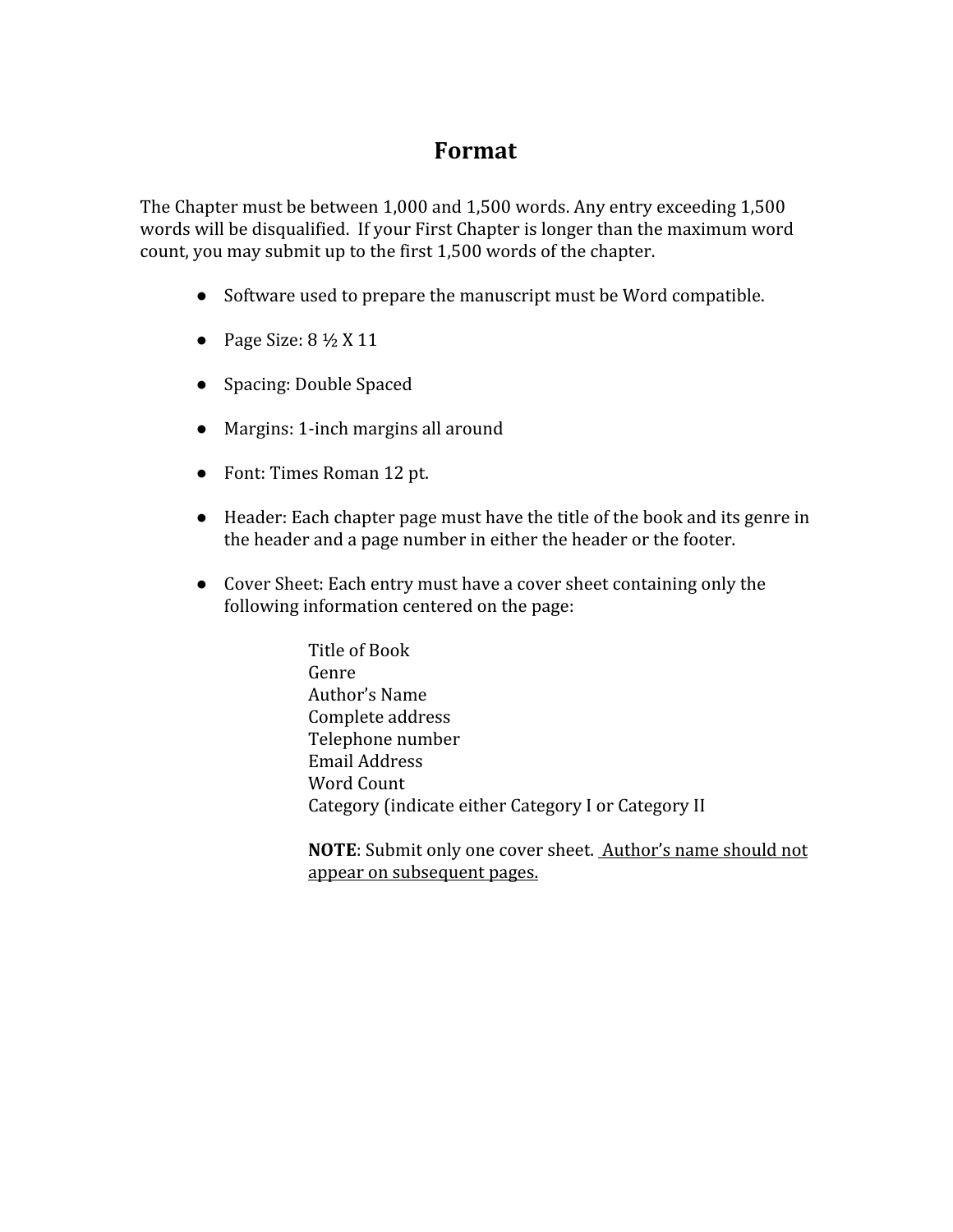# Format

The Chapter must be between 1,000 and 1,500 words. Any entry exceeding 1,500 words will be disqualified. If your First Chapter is longer than the maximum word count, you may submit up to the first 1,500 words of the chapter.

- Software used to prepare the manuscript must be Word compatible.
- Page Size: 8 ½ X 11
- Spacing: Double Spaced
- Margins: 1-inch margins all around
- Font: Times Roman 12 pt.
- Header: Each chapter page must have the title of the book and its genre in the header and a page number in either the header or the footer.
- Cover Sheet: Each entry must have a cover sheet containing only the following information centered on the page:

  Title of Book
  Genre
  Author's Name
  Complete address
  Telephone number
  Email Address
  Word Count
  Category (indicate either Category I or Category II

  **NOTE**: Submit only one cover sheet. <u>Author's name should not appear on subsequent pages.</u>